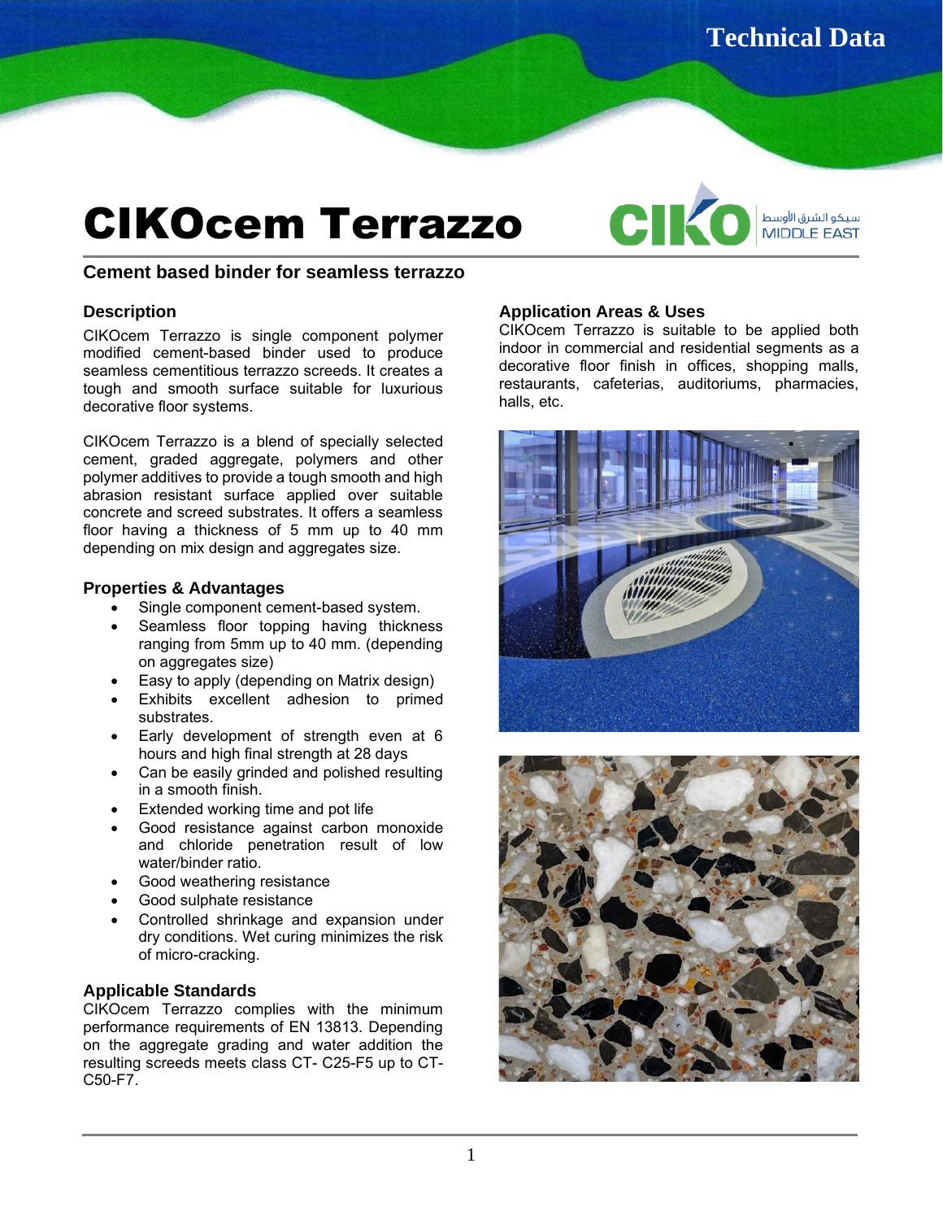Technical Data

# CIKOcem Terrazzo

## Cement based binder for seamless terrazzo

### Description

CIKOcem Terrazzo is single component polymer modified cement-based binder used to produce seamless cementitious terrazzo screeds. It creates a tough and smooth surface suitable for luxurious decorative floor systems.

CIKOcem Terrazzo is a blend of specially selected cement, graded aggregate, polymers and other polymer additives to provide a tough smooth and high abrasion resistant surface applied over suitable concrete and screed substrates. It offers a seamless floor having a thickness of 5 mm up to 40 mm depending on mix design and aggregates size.

### Properties & Advantages

- Single component cement-based system.
- Seamless floor topping having thickness ranging from 5mm up to 40 mm. (depending on aggregates size)
- Easy to apply (depending on Matrix design)
- Exhibits excellent adhesion to primed substrates.
- Early development of strength even at 6 hours and high final strength at 28 days
- Can be easily grinded and polished resulting in a smooth finish.
- Extended working time and pot life
- Good resistance against carbon monoxide and chloride penetration result of low water/binder ratio.
- Good weathering resistance
- Good sulphate resistance
- Controlled shrinkage and expansion under dry conditions. Wet curing minimizes the risk of micro-cracking.

### Applicable Standards

CIKOcem Terrazzo complies with the minimum performance requirements of EN 13813. Depending on the aggregate grading and water addition the resulting screeds meets class CT- C25-F5 up to CT-C50-F7.

### Application Areas & Uses

CIKOcem Terrazzo is suitable to be applied both indoor in commercial and residential segments as a decorative floor finish in offices, shopping malls, restaurants, cafeterias, auditoriums, pharmacies, halls, etc.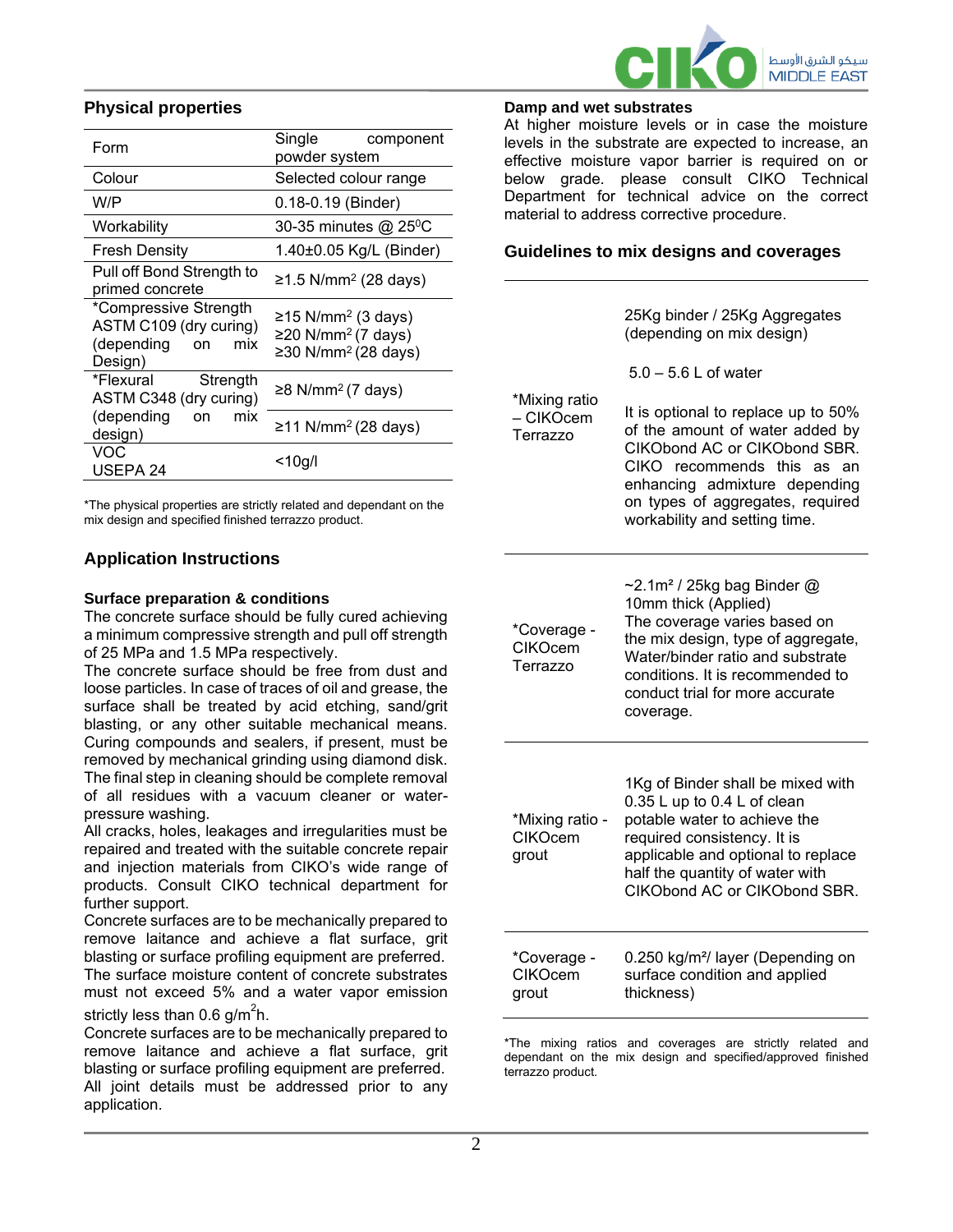## Physical properties

| | |
|---|---|
| Form | Single component powder system |
| Colour | Selected colour range |
| W/P | 0.18-0.19 (Binder) |
| Workability | 30-35 minutes @ 25⁰C |
| Fresh Density | 1.40±0.05 Kg/L (Binder) |
| Pull off Bond Strength to primed concrete | ≥1.5 N/mm² (28 days) |
| *Compressive Strength ASTM C109 (dry curing) (depending on mix Design) | ≥15 N/mm² (3 days)<br>≥20 N/mm² (7 days)<br>≥30 N/mm² (28 days) |
| *Flexural Strength ASTM C348 (dry curing) (depending on mix design) | ≥8 N/mm² (7 days)<br>≥11 N/mm² (28 days) |
| VOC USEPA 24 | <10g/l |

*The physical properties are strictly related and dependant on the mix design and specified finished terrazzo product.

## Application Instructions

### Surface preparation & conditions

The concrete surface should be fully cured achieving a minimum compressive strength and pull off strength of 25 MPa and 1.5 MPa respectively.

The concrete surface should be free from dust and loose particles. In case of traces of oil and grease, the surface shall be treated by acid etching, sand/grit blasting, or any other suitable mechanical means. Curing compounds and sealers, if present, must be removed by mechanical grinding using diamond disk. The final step in cleaning should be complete removal of all residues with a vacuum cleaner or water-pressure washing.

All cracks, holes, leakages and irregularities must be repaired and treated with the suitable concrete repair and injection materials from CIKO's wide range of products. Consult CIKO technical department for further support.

Concrete surfaces are to be mechanically prepared to remove laitance and achieve a flat surface, grit blasting or surface profiling equipment are preferred. The surface moisture content of concrete substrates must not exceed 5% and a water vapor emission strictly less than 0.6 g/m²h.

Concrete surfaces are to be mechanically prepared to remove laitance and achieve a flat surface, grit blasting or surface profiling equipment are preferred. All joint details must be addressed prior to any application.

### Damp and wet substrates

At higher moisture levels or in case the moisture levels in the substrate are expected to increase, an effective moisture vapor barrier is required on or below grade. please consult CIKO Technical Department for technical advice on the correct material to address corrective procedure.

## Guidelines to mix designs and coverages

| | |
|---|---|
| *Mixing ratio – CIKOcem Terrazzo | 25Kg binder / 25Kg Aggregates (depending on mix design)<br><br>5.0 – 5.6 L of water<br><br>It is optional to replace up to 50% of the amount of water added by CIKObond AC or CIKObond SBR. CIKO recommends this as an enhancing admixture depending on types of aggregates, required workability and setting time. |
| *Coverage - CIKOcem Terrazzo | ~2.1m² / 25kg bag Binder @ 10mm thick (Applied)<br>The coverage varies based on the mix design, type of aggregate, Water/binder ratio and substrate conditions. It is recommended to conduct trial for more accurate coverage. |
| *Mixing ratio - CIKOcem grout | 1Kg of Binder shall be mixed with 0.35 L up to 0.4 L of clean potable water to achieve the required consistency. It is applicable and optional to replace half the quantity of water with CIKObond AC or CIKObond SBR. |
| *Coverage - CIKOcem grout | 0.250 kg/m²/ layer (Depending on surface condition and applied thickness) |

*The mixing ratios and coverages are strictly related and dependant on the mix design and specified/approved finished terrazzo product.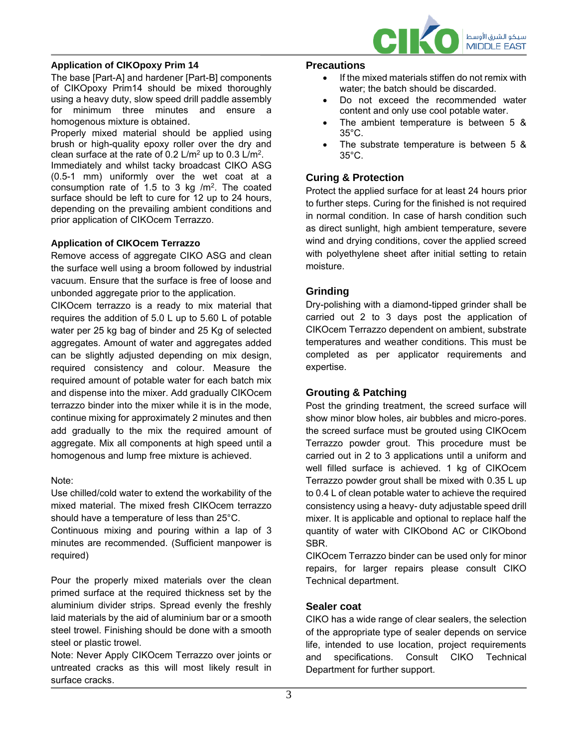### Application of CIKOpoxy Prim 14

The base [Part-A] and hardener [Part-B] components of CIKOpoxy Prim14 should be mixed thoroughly using a heavy duty, slow speed drill paddle assembly for minimum three minutes and ensure a homogenous mixture is obtained.

Properly mixed material should be applied using brush or high-quality epoxy roller over the dry and clean surface at the rate of 0.2 L/m$^2$ up to 0.3 L/m$^2$.

Immediately and whilst tacky broadcast CIKO ASG (0.5-1 mm) uniformly over the wet coat at a consumption rate of 1.5 to 3 kg /m$^2$. The coated surface should be left to cure for 12 up to 24 hours, depending on the prevailing ambient conditions and prior application of CIKOcem Terrazzo.

### Application of CIKOcem Terrazzo

Remove access of aggregate CIKO ASG and clean the surface well using a broom followed by industrial vacuum. Ensure that the surface is free of loose and unbonded aggregate prior to the application.

CIKOcem terrazzo is a ready to mix material that requires the addition of 5.0 L up to 5.60 L of potable water per 25 kg bag of binder and 25 Kg of selected aggregates. Amount of water and aggregates added can be slightly adjusted depending on mix design, required consistency and colour. Measure the required amount of potable water for each batch mix and dispense into the mixer. Add gradually CIKOcem terrazzo binder into the mixer while it is in the mode, continue mixing for approximately 2 minutes and then add gradually to the mix the required amount of aggregate. Mix all components at high speed until a homogenous and lump free mixture is achieved.

Note:

Use chilled/cold water to extend the workability of the mixed material. The mixed fresh CIKOcem terrazzo should have a temperature of less than 25°C.

Continuous mixing and pouring within a lap of 3 minutes are recommended. (Sufficient manpower is required)

Pour the properly mixed materials over the clean primed surface at the required thickness set by the aluminium divider strips. Spread evenly the freshly laid materials by the aid of aluminium bar or a smooth steel trowel. Finishing should be done with a smooth steel or plastic trowel.

Note: Never Apply CIKOcem Terrazzo over joints or untreated cracks as this will most likely result in surface cracks.

## Precautions

- If the mixed materials stiffen do not remix with water; the batch should be discarded.
- Do not exceed the recommended water content and only use cool potable water.
- The ambient temperature is between 5 & 35°C.
- The substrate temperature is between 5 & 35°C.

## Curing & Protection

Protect the applied surface for at least 24 hours prior to further steps. Curing for the finished is not required in normal condition. In case of harsh condition such as direct sunlight, high ambient temperature, severe wind and drying conditions, cover the applied screed with polyethylene sheet after initial setting to retain moisture.

## Grinding

Dry-polishing with a diamond-tipped grinder shall be carried out 2 to 3 days post the application of CIKOcem Terrazzo dependent on ambient, substrate temperatures and weather conditions. This must be completed as per applicator requirements and expertise.

## Grouting & Patching

Post the grinding treatment, the screed surface will show minor blow holes, air bubbles and micro-pores. the screed surface must be grouted using CIKOcem Terrazzo powder grout. This procedure must be carried out in 2 to 3 applications until a uniform and well filled surface is achieved. 1 kg of CIKOcem Terrazzo powder grout shall be mixed with 0.35 L up to 0.4 L of clean potable water to achieve the required consistency using a heavy- duty adjustable speed drill mixer. It is applicable and optional to replace half the quantity of water with CIKObond AC or CIKObond SBR.

CIKOcem Terrazzo binder can be used only for minor repairs, for larger repairs please consult CIKO Technical department.

## Sealer coat

CIKO has a wide range of clear sealers, the selection of the appropriate type of sealer depends on service life, intended to use location, project requirements and specifications. Consult CIKO Technical Department for further support.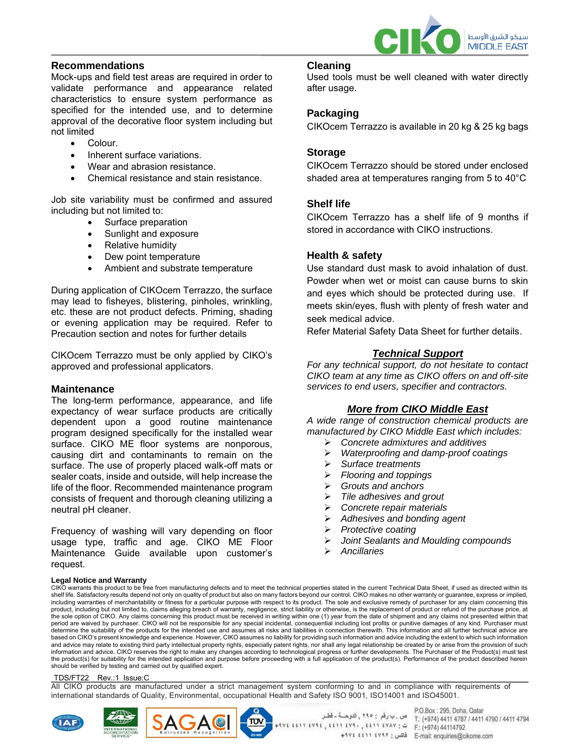## Recommendations

Mock-ups and field test areas are required in order to validate performance and appearance related characteristics to ensure system performance as specified for the intended use, and to determine approval of the decorative floor system including but not limited

- Colour.
- Inherent surface variations.
- Wear and abrasion resistance.
- Chemical resistance and stain resistance.

Job site variability must be confirmed and assured including but not limited to:

- Surface preparation
- Sunlight and exposure
- Relative humidity
- Dew point temperature
- Ambient and substrate temperature

During application of CIKOcem Terrazzo, the surface may lead to fisheyes, blistering, pinholes, wrinkling, etc. these are not product defects. Priming, shading or evening application may be required. Refer to Precaution section and notes for further details

CIKOcem Terrazzo must be only applied by CIKO's approved and professional applicators.

## Maintenance

The long-term performance, appearance, and life expectancy of wear surface products are critically dependent upon a good routine maintenance program designed specifically for the installed wear surface. CIKO ME floor systems are nonporous, causing dirt and contaminants to remain on the surface. The use of properly placed walk-off mats or sealer coats, inside and outside, will help increase the life of the floor. Recommended maintenance program consists of frequent and thorough cleaning utilizing a neutral pH cleaner.

Frequency of washing will vary depending on floor usage type, traffic and age. CIKO ME Floor Maintenance Guide available upon customer's request.

## Cleaning

Used tools must be well cleaned with water directly after usage.

## Packaging

CIKOcem Terrazzo is available in 20 kg & 25 kg bags

## Storage

CIKOcem Terrazzo should be stored under enclosed shaded area at temperatures ranging from 5 to 40°C

## Shelf life

CIKOcem Terrazzo has a shelf life of 9 months if stored in accordance with CIKO instructions.

## Health & safety

Use standard dust mask to avoid inhalation of dust. Powder when wet or moist can cause burns to skin and eyes which should be protected during use. If meets skin/eyes, flush with plenty of fresh water and seek medical advice.

Refer Material Safety Data Sheet for further details.

## ***Technical Support***

*For any technical support, do not hesitate to contact CIKO team at any time as CIKO offers on and off-site services to end users, specifier and contractors.*

## ***More from CIKO Middle East***

*A wide range of construction chemical products are manufactured by CIKO Middle East which includes:*

- *Concrete admixtures and additives*
- *Waterproofing and damp-proof coatings*
- *Surface treatments*
- *Flooring and toppings*
- *Grouts and anchors*
- *Tile adhesives and grout*
- *Concrete repair materials*
- *Adhesives and bonding agent*
- *Protective coating*
- *Joint Sealants and Moulding compounds*
- *Ancillaries*

**Legal Notice and Warranty**

CIKO warrants this product to be free from manufacturing defects and to meet the technical properties stated in the current Technical Data Sheet, if used as directed within its shelf life. Satisfactory results depend not only on quality of product but also on many factors beyond our control. CIKO makes no other warranty or guarantee, express or implied, including warranties of merchantability or fitness for a particular purpose with respect to its product. The sole and exclusive remedy of purchaser for any claim concerning this product, including but not limited to, claims alleging breach of warranty, negligence, strict liability or otherwise, is the replacement of product or refund of the purchase price, at the sole option of CIKO. Any claims concerning this product must be received in writing within one (1) year from the date of shipment and any claims not presented within that period are waived by purchaser. CIKO will not be responsible for any special incidental, consequential including lost profits or punitive damages of any kind. Purchaser must determine the suitability of the products for the intended use and assumes all risks and liabilities in connection therewith. This information and all further technical advice are based on CIKO's present knowledge and experience. However, CIKO assumes no liability for providing such information and advice including the extent to which such information and advice may relate to existing third party intellectual property rights, especially patent rights, nor shall any legal relationship be created by or arise from the provision of such information and advice. CIKO reserves the right to make any changes according to technological progress or further developments. The Purchaser of the Product(s) must test the product(s) for suitability for the intended application and purpose before proceeding with a full application of the product(s). Performance of the product described herein should be verified by testing and carried out by qualified expert.

TDS/FT22 Rev.:1 Issue:C

All CIKO products are manufactured under a strict management system conforming to and in compliance with requirements of international standards of Quality, Environmental, occupational Health and Safety ISO 9001, ISO14001 and ISO45001.

ص.ب رقم : ٢٩٥ , الدوحة - قطر
ت : ٤٤١١٤٧٨٧ , ٤٤١١٤٧٩٠ , ٤٤١١٤٧٩٤ +٩٧٤
فاكس : ٤٤١١٤٧٩٢ +٩٧٤

P.O.Box : 295, Doha, Qatar
T.: (+974) 4411 4787 / 4411 4790 / 4411 4794
F.: (+974) 44114792
E-mail: enquiries@cikome.com